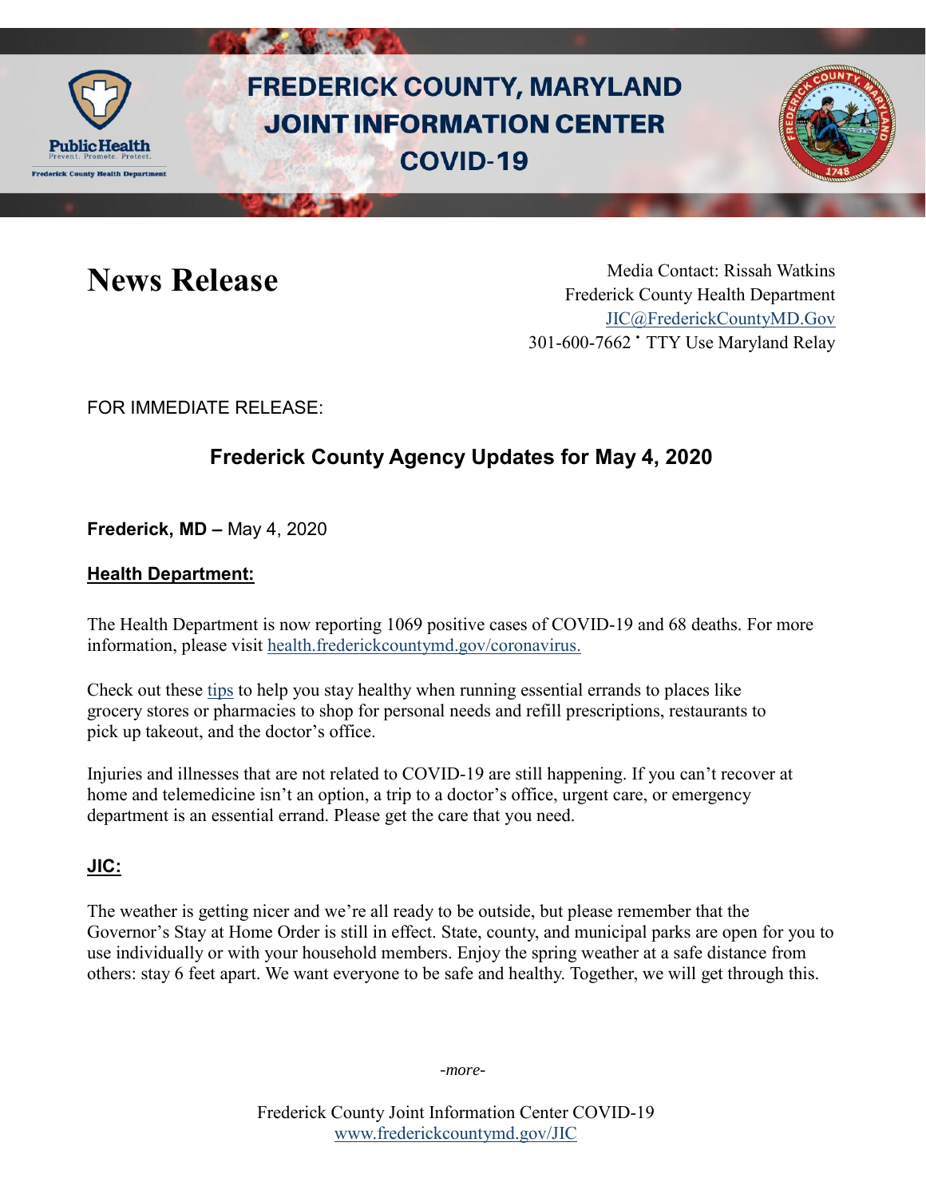# FREDERICK COUNTY, MARYLAND JOINT INFORMATION CENTER COVID-19

## News Release

Media Contact: Rissah Watkins
Frederick County Health Department
JIC@FrederickCountyMD.Gov
301-600-7662 • TTY Use Maryland Relay

FOR IMMEDIATE RELEASE:

## Frederick County Agency Updates for May 4, 2020

**Frederick, MD –** May 4, 2020

**Health Department:**

The Health Department is now reporting 1069 positive cases of COVID-19 and 68 deaths. For more information, please visit health.frederickcountymd.gov/coronavirus.

Check out these tips to help you stay healthy when running essential errands to places like grocery stores or pharmacies to shop for personal needs and refill prescriptions, restaurants to pick up takeout, and the doctor's office.

Injuries and illnesses that are not related to COVID-19 are still happening. If you can't recover at home and telemedicine isn't an option, a trip to a doctor's office, urgent care, or emergency department is an essential errand. Please get the care that you need.

**JIC:**

The weather is getting nicer and we're all ready to be outside, but please remember that the Governor's Stay at Home Order is still in effect. State, county, and municipal parks are open for you to use individually or with your household members. Enjoy the spring weather at a safe distance from others: stay 6 feet apart. We want everyone to be safe and healthy. Together, we will get through this.

*-more-*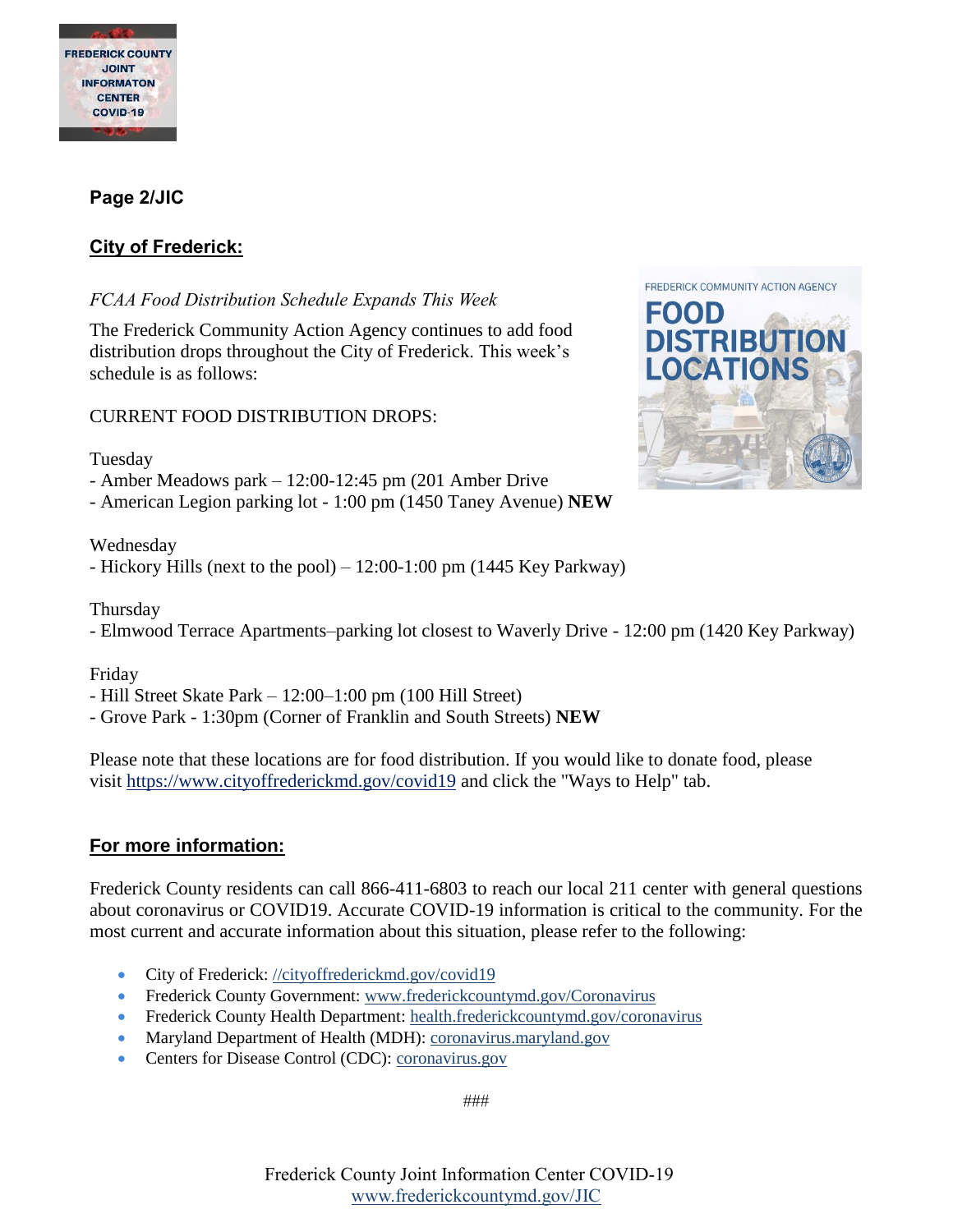**Page 2/JIC**

## City of Frederick:

*FCAA Food Distribution Schedule Expands This Week*

The Frederick Community Action Agency continues to add food distribution drops throughout the City of Frederick. This week's schedule is as follows:

CURRENT FOOD DISTRIBUTION DROPS:

Tuesday
- Amber Meadows park – 12:00-12:45 pm (201 Amber Drive
- American Legion parking lot - 1:00 pm (1450 Taney Avenue) **NEW**

Wednesday
- Hickory Hills (next to the pool) – 12:00-1:00 pm (1445 Key Parkway)

Thursday
- Elmwood Terrace Apartments–parking lot closest to Waverly Drive - 12:00 pm (1420 Key Parkway)

Friday
- Hill Street Skate Park – 12:00–1:00 pm (100 Hill Street)
- Grove Park - 1:30pm (Corner of Franklin and South Streets) **NEW**

Please note that these locations are for food distribution. If you would like to donate food, please visit https://www.cityoffrederickmd.gov/covid19 and click the "Ways to Help" tab.

## For more information:

Frederick County residents can call 866-411-6803 to reach our local 211 center with general questions about coronavirus or COVID19. Accurate COVID-19 information is critical to the community. For the most current and accurate information about this situation, please refer to the following:

- City of Frederick: //cityoffrederickmd.gov/covid19
- Frederick County Government: www.frederickcountymd.gov/Coronavirus
- Frederick County Health Department: health.frederickcountymd.gov/coronavirus
- Maryland Department of Health (MDH): coronavirus.maryland.gov
- Centers for Disease Control (CDC): coronavirus.gov

###